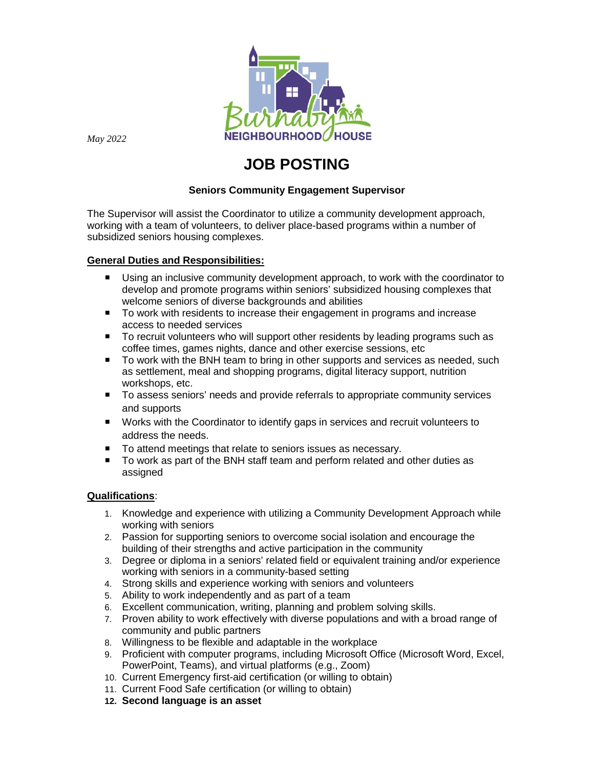*May 2022*

Burnaby NEIGHBOURHOOD HOUSE

# JOB POSTING

### Seniors Community Engagement Supervisor

The Supervisor will assist the Coordinator to utilize a community development approach, working with a team of volunteers, to deliver place-based programs within a number of subsidized seniors housing complexes.

**General Duties and Responsibilities:**

- Using an inclusive community development approach, to work with the coordinator to develop and promote programs within seniors' subsidized housing complexes that welcome seniors of diverse backgrounds and abilities
- To work with residents to increase their engagement in programs and increase access to needed services
- To recruit volunteers who will support other residents by leading programs such as coffee times, games nights, dance and other exercise sessions, etc
- To work with the BNH team to bring in other supports and services as needed, such as settlement, meal and shopping programs, digital literacy support, nutrition workshops, etc.
- To assess seniors' needs and provide referrals to appropriate community services and supports
- Works with the Coordinator to identify gaps in services and recruit volunteers to address the needs.
- To attend meetings that relate to seniors issues as necessary.
- To work as part of the BNH staff team and perform related and other duties as assigned

**Qualifications**:

1. Knowledge and experience with utilizing a Community Development Approach while working with seniors
2. Passion for supporting seniors to overcome social isolation and encourage the building of their strengths and active participation in the community
3. Degree or diploma in a seniors' related field or equivalent training and/or experience working with seniors in a community-based setting
4. Strong skills and experience working with seniors and volunteers
5. Ability to work independently and as part of a team
6. Excellent communication, writing, planning and problem solving skills.
7. Proven ability to work effectively with diverse populations and with a broad range of community and public partners
8. Willingness to be flexible and adaptable in the workplace
9. Proficient with computer programs, including Microsoft Office (Microsoft Word, Excel, PowerPoint, Teams), and virtual platforms (e.g., Zoom)
10. Current Emergency first-aid certification (or willing to obtain)
11. Current Food Safe certification (or willing to obtain)
12. **Second language is an asset**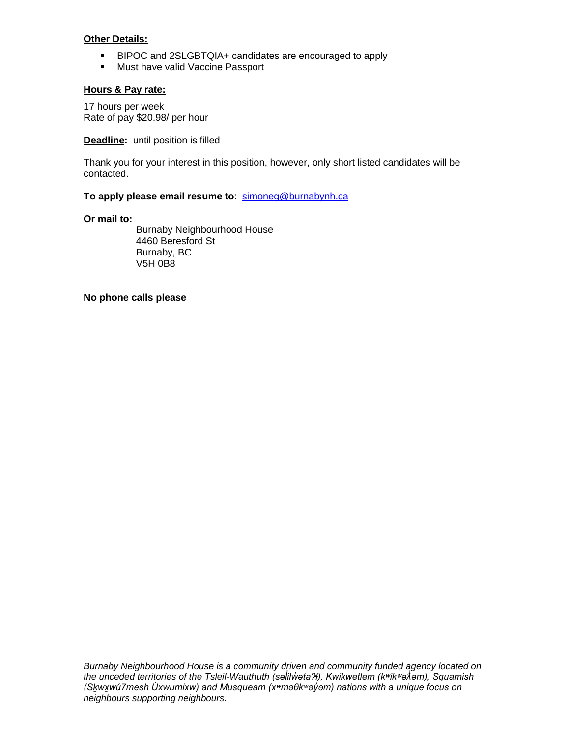**Other Details:**

- BIPOC and 2SLGBTQIA+ candidates are encouraged to apply
- Must have valid Vaccine Passport

**Hours & Pay rate:**

17 hours per week
Rate of pay $20.98/ per hour

**Deadline:** until position is filled

Thank you for your interest in this position, however, only short listed candidates will be contacted.

**To apply please email resume to**: simoneg@burnabynh.ca

**Or mail to:**

Burnaby Neighbourhood House
4460 Beresford St
Burnaby, BC
V5H 0B8

**No phone calls please**

*Burnaby Neighbourhood House is a community driven and community funded agency located on the unceded territories of the Tsleil-Waututh (səl̓ilw̓ətaʔɬ), Kwikwetlem (kʷikʷəƛ̓əm), Squamish (Sḵwx̱wú7mesh Úxwumixw) and Musqueam (xʷməθkʷəy̓əm) nations with a unique focus on neighbours supporting neighbours.*